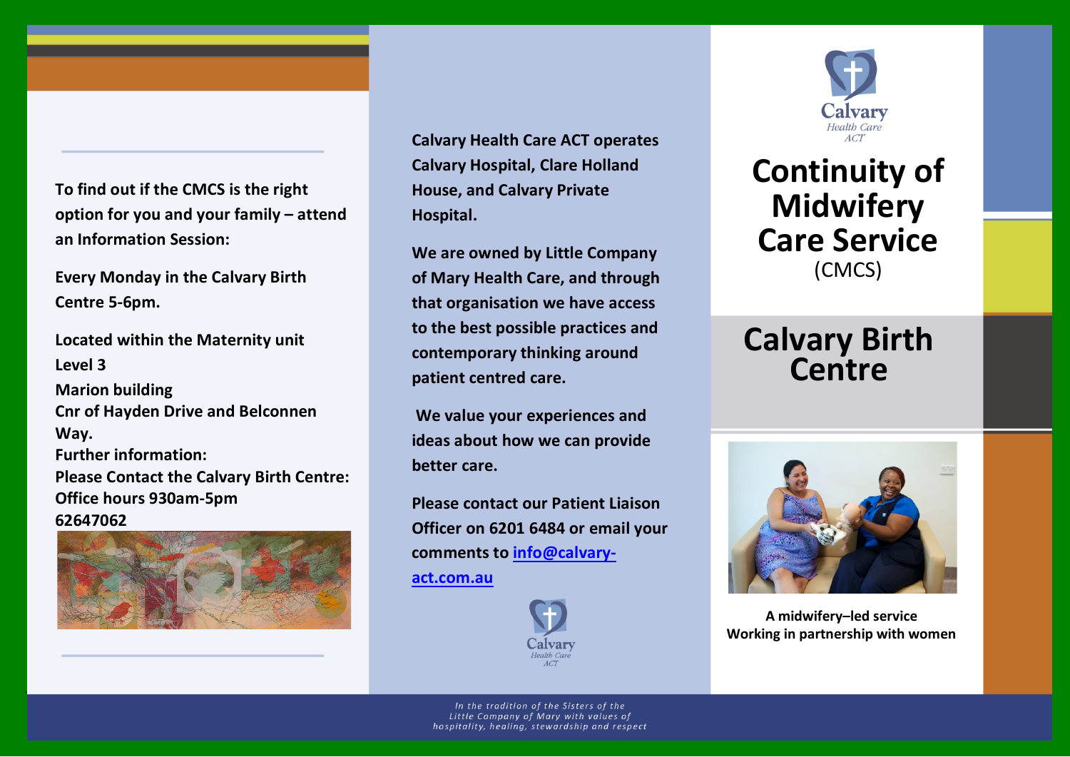To find out if the CMCS is the right option for you and your family – attend an Information Session:

Every Monday in the Calvary Birth Centre 5-6pm.

Located within the Maternity unit
Level 3
Marion building
Cnr of Hayden Drive and Belconnen Way.
Further information:
Please Contact the Calvary Birth Centre:
Office hours 930am-5pm
62647062

Calvary Health Care ACT operates Calvary Hospital, Clare Holland House, and Calvary Private Hospital.

We are owned by Little Company of Mary Health Care, and through that organisation we have access to the best possible practices and contemporary thinking around patient centred care.

We value your experiences and ideas about how we can provide better care.

Please contact our Patient Liaison Officer on 6201 6484 or email your comments to info@calvary-act.com.au

Calvary
Health Care
ACT

# Continuity of Midwifery Care Service

(CMCS)

# Calvary Birth Centre

**A midwifery–led service**
**Working in partnership with women**

*In the tradition of the Sisters of the Little Company of Mary with values of hospitality, healing, stewardship and respect*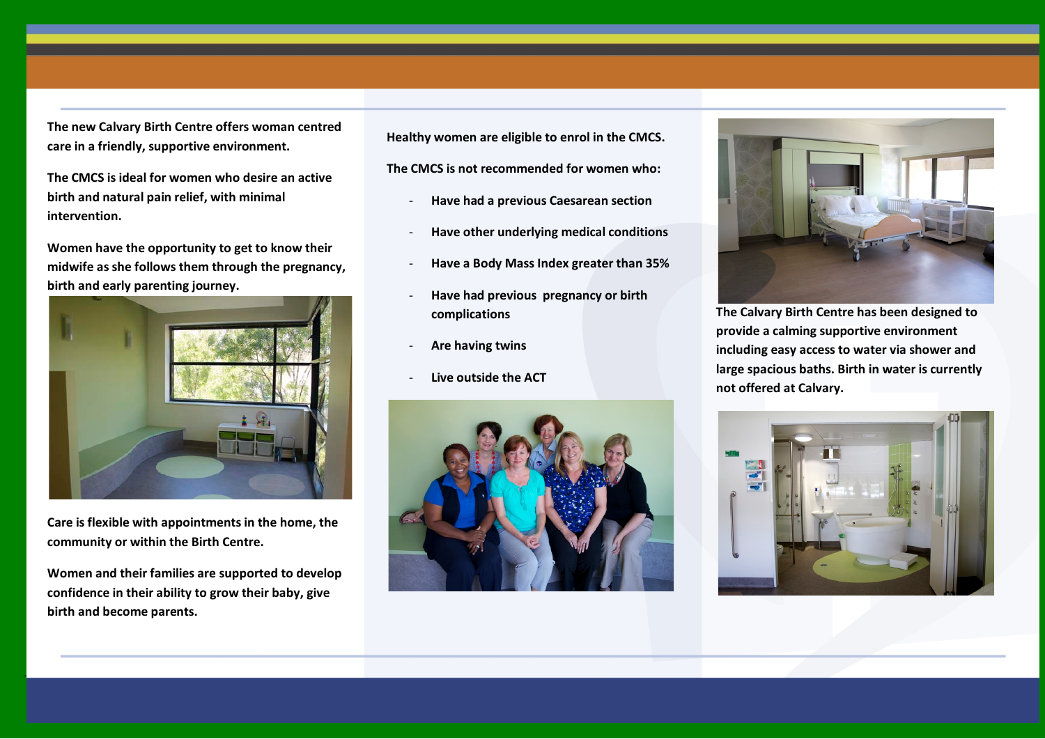**The new Calvary Birth Centre offers woman centred care in a friendly, supportive environment.**

**The CMCS is ideal for women who desire an active birth and natural pain relief, with minimal intervention.**

**Women have the opportunity to get to know their midwife as she follows them through the pregnancy, birth and early parenting journey.**

**Care is flexible with appointments in the home, the community or within the Birth Centre.**

**Women and their families are supported to develop confidence in their ability to grow their baby, give birth and become parents.**

**Healthy women are eligible to enrol in the CMCS.**

**The CMCS is not recommended for women who:**

- **Have had a previous Caesarean section**
- **Have other underlying medical conditions**
- **Have a Body Mass Index greater than 35%**
- **Have had previous pregnancy or birth complications**
- **Are having twins**
- **Live outside the ACT**

**The Calvary Birth Centre has been designed to provide a calming supportive environment including easy access to water via shower and large spacious baths. Birth in water is currently not offered at Calvary.**